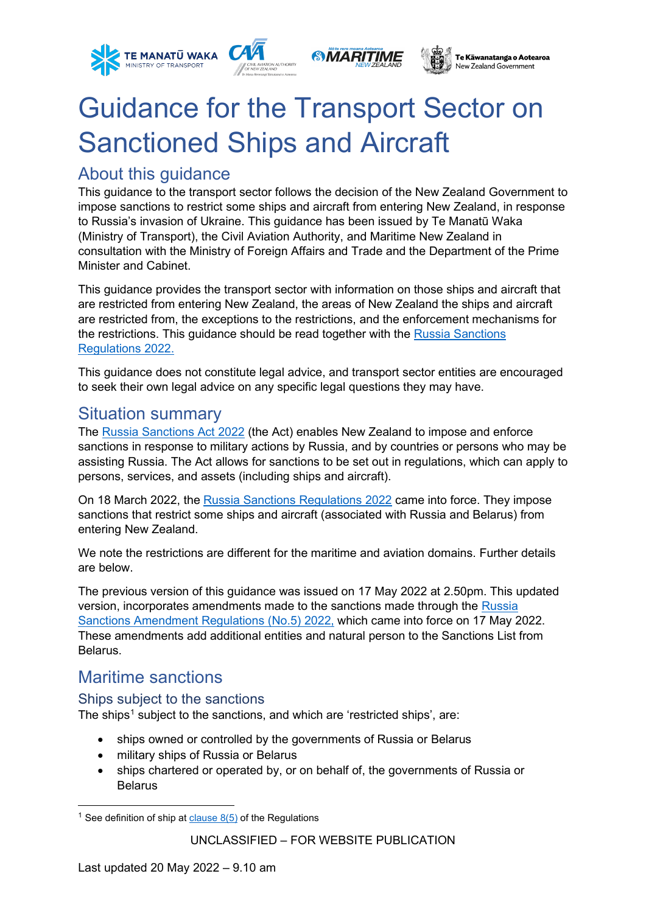# Guidance for the Transport Sector on Sanctioned Ships and Aircraft

## About this guidance

This guidance to the transport sector follows the decision of the New Zealand Government to impose sanctions to restrict some ships and aircraft from entering New Zealand, in response to Russia's invasion of Ukraine. This guidance has been issued by Te Manatū Waka (Ministry of Transport), the Civil Aviation Authority, and Maritime New Zealand in consultation with the Ministry of Foreign Affairs and Trade and the Department of the Prime Minister and Cabinet.

This guidance provides the transport sector with information on those ships and aircraft that are restricted from entering New Zealand, the areas of New Zealand the ships and aircraft are restricted from, the exceptions to the restrictions, and the enforcement mechanisms for the restrictions. This guidance should be read together with the Russia Sanctions Regulations 2022.

This guidance does not constitute legal advice, and transport sector entities are encouraged to seek their own legal advice on any specific legal questions they may have.

## Situation summary

The Russia Sanctions Act 2022 (the Act) enables New Zealand to impose and enforce sanctions in response to military actions by Russia, and by countries or persons who may be assisting Russia. The Act allows for sanctions to be set out in regulations, which can apply to persons, services, and assets (including ships and aircraft).

On 18 March 2022, the Russia Sanctions Regulations 2022 came into force. They impose sanctions that restrict some ships and aircraft (associated with Russia and Belarus) from entering New Zealand.

We note the restrictions are different for the maritime and aviation domains. Further details are below.

The previous version of this guidance was issued on 17 May 2022 at 2.50pm. This updated version, incorporates amendments made to the sanctions made through the Russia Sanctions Amendment Regulations (No.5) 2022, which came into force on 17 May 2022. These amendments add additional entities and natural person to the Sanctions List from Belarus.

## Maritime sanctions

### Ships subject to the sanctions

The ships[1] subject to the sanctions, and which are 'restricted ships', are:

- ships owned or controlled by the governments of Russia or Belarus
- military ships of Russia or Belarus
- ships chartered or operated by, or on behalf of, the governments of Russia or Belarus

[1] See definition of ship at clause 8(5) of the Regulations

UNCLASSIFIED – FOR WEBSITE PUBLICATION

Last updated 20 May 2022 – 9.10 am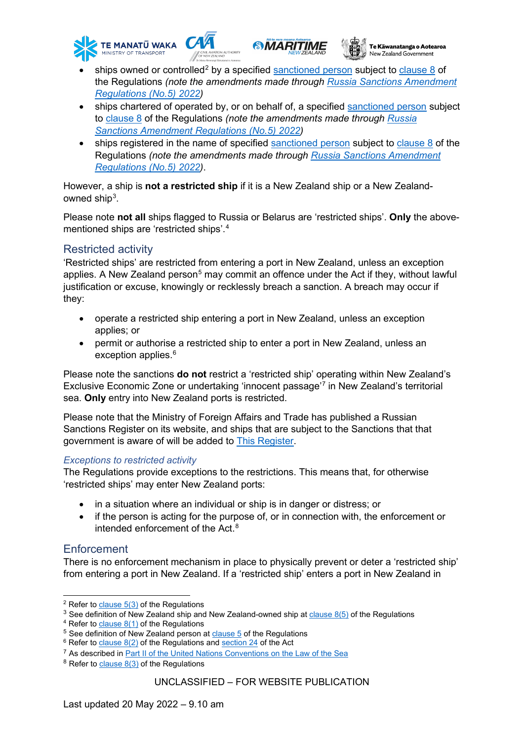- ships owned or controlled[2] by a specified sanctioned person subject to clause 8 of the Regulations *(note the amendments made through Russia Sanctions Amendment Regulations (No.5) 2022)*
- ships chartered of operated by, or on behalf of, a specified sanctioned person subject to clause 8 of the Regulations *(note the amendments made through Russia Sanctions Amendment Regulations (No.5) 2022)*
- ships registered in the name of specified sanctioned person subject to clause 8 of the Regulations *(note the amendments made through Russia Sanctions Amendment Regulations (No.5) 2022)*.

However, a ship is **not a restricted ship** if it is a New Zealand ship or a New Zealand-owned ship[3].

Please note **not all** ships flagged to Russia or Belarus are 'restricted ships'. **Only** the above-mentioned ships are 'restricted ships'.[4]

## Restricted activity

'Restricted ships' are restricted from entering a port in New Zealand, unless an exception applies. A New Zealand person[5] may commit an offence under the Act if they, without lawful justification or excuse, knowingly or recklessly breach a sanction. A breach may occur if they:

- operate a restricted ship entering a port in New Zealand, unless an exception applies; or
- permit or authorise a restricted ship to enter a port in New Zealand, unless an exception applies.[6]

Please note the sanctions **do not** restrict a 'restricted ship' operating within New Zealand's Exclusive Economic Zone or undertaking 'innocent passage'[7] in New Zealand's territorial sea. **Only** entry into New Zealand ports is restricted.

Please note that the Ministry of Foreign Affairs and Trade has published a Russian Sanctions Register on its website, and ships that are subject to the Sanctions that that government is aware of will be added to This Register.

### *Exceptions to restricted activity*

The Regulations provide exceptions to the restrictions. This means that, for otherwise 'restricted ships' may enter New Zealand ports:

- in a situation where an individual or ship is in danger or distress; or
- if the person is acting for the purpose of, or in connection with, the enforcement or intended enforcement of the Act.[8]

## Enforcement

There is no enforcement mechanism in place to physically prevent or deter a 'restricted ship' from entering a port in New Zealand. If a 'restricted ship' enters a port in New Zealand in

---

[2] Refer to clause 5(3) of the Regulations
[3] See definition of New Zealand ship and New Zealand-owned ship at clause 8(5) of the Regulations
[4] Refer to clause 8(1) of the Regulations
[5] See definition of New Zealand person at clause 5 of the Regulations
[6] Refer to clause 8(2) of the Regulations and section 24 of the Act
[7] As described in Part II of the United Nations Conventions on the Law of the Sea
[8] Refer to clause 8(3) of the Regulations

UNCLASSIFIED – FOR WEBSITE PUBLICATION

Last updated 20 May 2022 – 9.10 am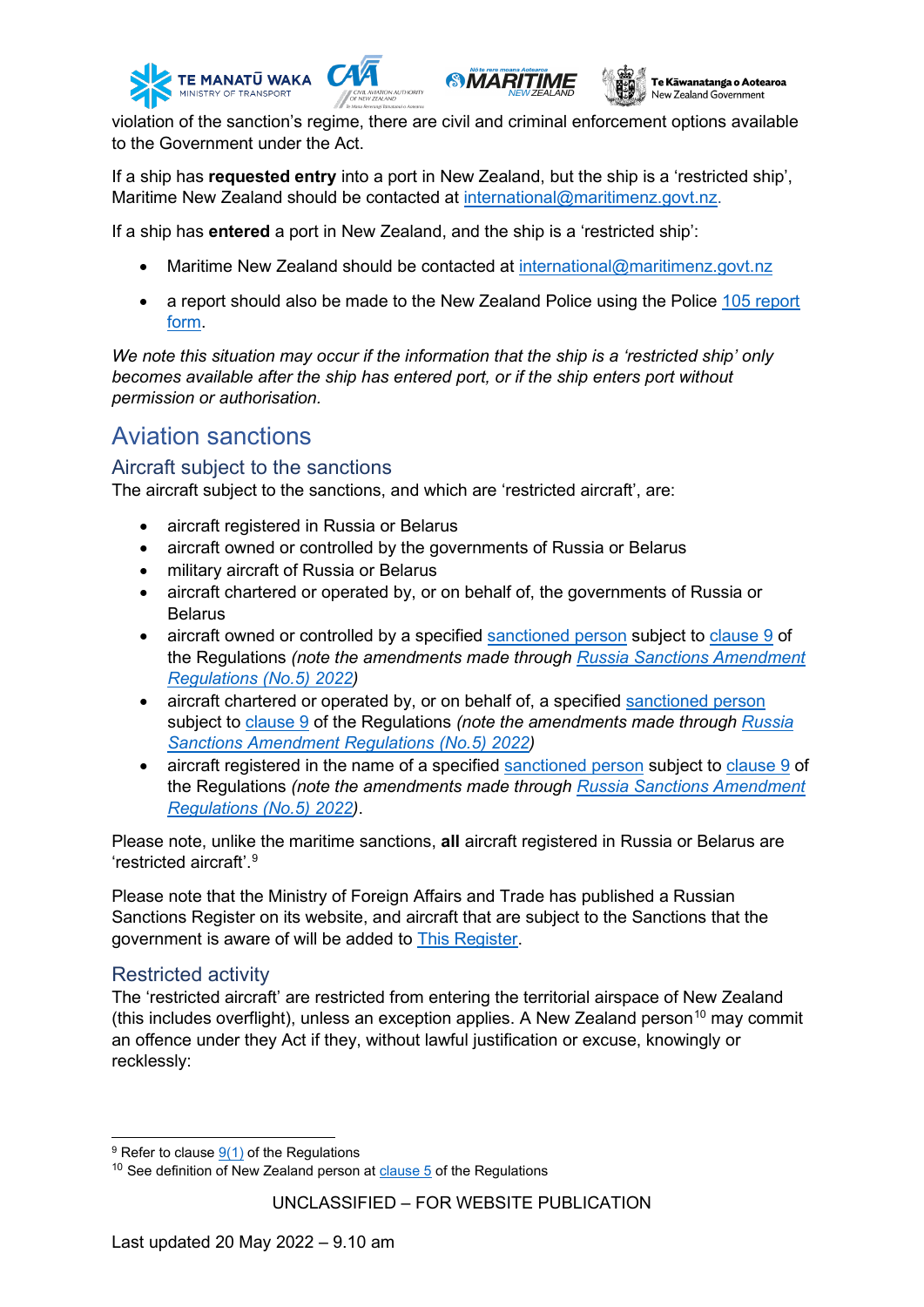violation of the sanction's regime, there are civil and criminal enforcement options available to the Government under the Act.

If a ship has **requested entry** into a port in New Zealand, but the ship is a 'restricted ship', Maritime New Zealand should be contacted at international@maritimenz.govt.nz.

If a ship has **entered** a port in New Zealand, and the ship is a 'restricted ship':

- Maritime New Zealand should be contacted at international@maritimenz.govt.nz
- a report should also be made to the New Zealand Police using the Police 105 report form.

*We note this situation may occur if the information that the ship is a 'restricted ship' only becomes available after the ship has entered port, or if the ship enters port without permission or authorisation.*

## Aviation sanctions

### Aircraft subject to the sanctions

The aircraft subject to the sanctions, and which are 'restricted aircraft', are:

- aircraft registered in Russia or Belarus
- aircraft owned or controlled by the governments of Russia or Belarus
- military aircraft of Russia or Belarus
- aircraft chartered or operated by, or on behalf of, the governments of Russia or Belarus
- aircraft owned or controlled by a specified sanctioned person subject to clause 9 of the Regulations *(note the amendments made through Russia Sanctions Amendment Regulations (No.5) 2022)*
- aircraft chartered or operated by, or on behalf of, a specified sanctioned person subject to clause 9 of the Regulations *(note the amendments made through Russia Sanctions Amendment Regulations (No.5) 2022)*
- aircraft registered in the name of a specified sanctioned person subject to clause 9 of the Regulations *(note the amendments made through Russia Sanctions Amendment Regulations (No.5) 2022)*.

Please note, unlike the maritime sanctions, **all** aircraft registered in Russia or Belarus are 'restricted aircraft'.[9]

Please note that the Ministry of Foreign Affairs and Trade has published a Russian Sanctions Register on its website, and aircraft that are subject to the Sanctions that the government is aware of will be added to This Register.

### Restricted activity

The 'restricted aircraft' are restricted from entering the territorial airspace of New Zealand (this includes overflight), unless an exception applies. A New Zealand person[10] may commit an offence under they Act if they, without lawful justification or excuse, knowingly or recklessly:

[9] Refer to clause 9(1) of the Regulations

[10] See definition of New Zealand person at clause 5 of the Regulations

UNCLASSIFIED – FOR WEBSITE PUBLICATION

Last updated 20 May 2022 – 9.10 am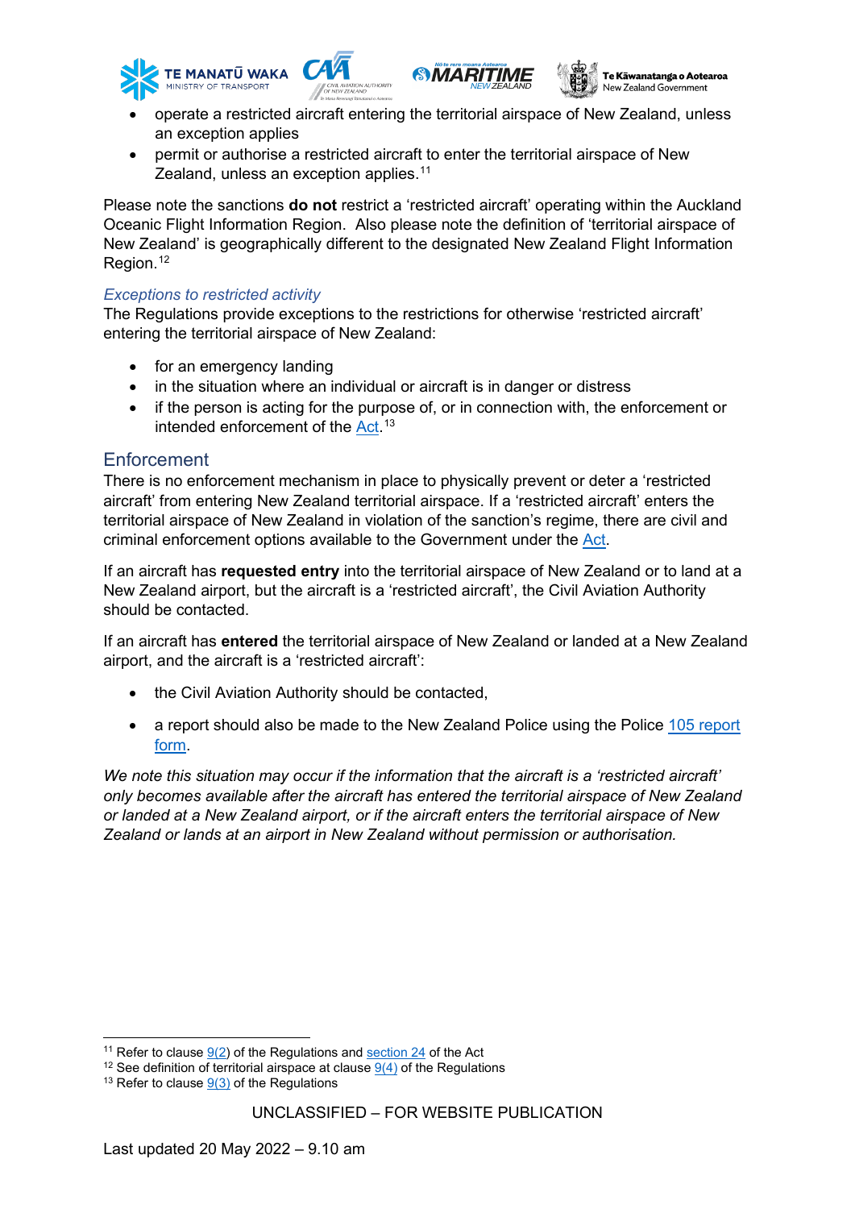- operate a restricted aircraft entering the territorial airspace of New Zealand, unless an exception applies
- permit or authorise a restricted aircraft to enter the territorial airspace of New Zealand, unless an exception applies.[11]

Please note the sanctions **do not** restrict a 'restricted aircraft' operating within the Auckland Oceanic Flight Information Region. Also please note the definition of 'territorial airspace of New Zealand' is geographically different to the designated New Zealand Flight Information Region.[12]

### *Exceptions to restricted activity*

The Regulations provide exceptions to the restrictions for otherwise 'restricted aircraft' entering the territorial airspace of New Zealand:

- for an emergency landing
- in the situation where an individual or aircraft is in danger or distress
- if the person is acting for the purpose of, or in connection with, the enforcement or intended enforcement of the Act.[13]

## Enforcement

There is no enforcement mechanism in place to physically prevent or deter a 'restricted aircraft' from entering New Zealand territorial airspace. If a 'restricted aircraft' enters the territorial airspace of New Zealand in violation of the sanction's regime, there are civil and criminal enforcement options available to the Government under the Act.

If an aircraft has **requested entry** into the territorial airspace of New Zealand or to land at a New Zealand airport, but the aircraft is a 'restricted aircraft', the Civil Aviation Authority should be contacted.

If an aircraft has **entered** the territorial airspace of New Zealand or landed at a New Zealand airport, and the aircraft is a 'restricted aircraft':

- the Civil Aviation Authority should be contacted,
- a report should also be made to the New Zealand Police using the Police 105 report form.

*We note this situation may occur if the information that the aircraft is a 'restricted aircraft' only becomes available after the aircraft has entered the territorial airspace of New Zealand or landed at a New Zealand airport, or if the aircraft enters the territorial airspace of New Zealand or lands at an airport in New Zealand without permission or authorisation.*

---

[11] Refer to clause 9(2) of the Regulations and section 24 of the Act

[12] See definition of territorial airspace at clause 9(4) of the Regulations

[13] Refer to clause 9(3) of the Regulations

UNCLASSIFIED – FOR WEBSITE PUBLICATION

Last updated 20 May 2022 – 9.10 am